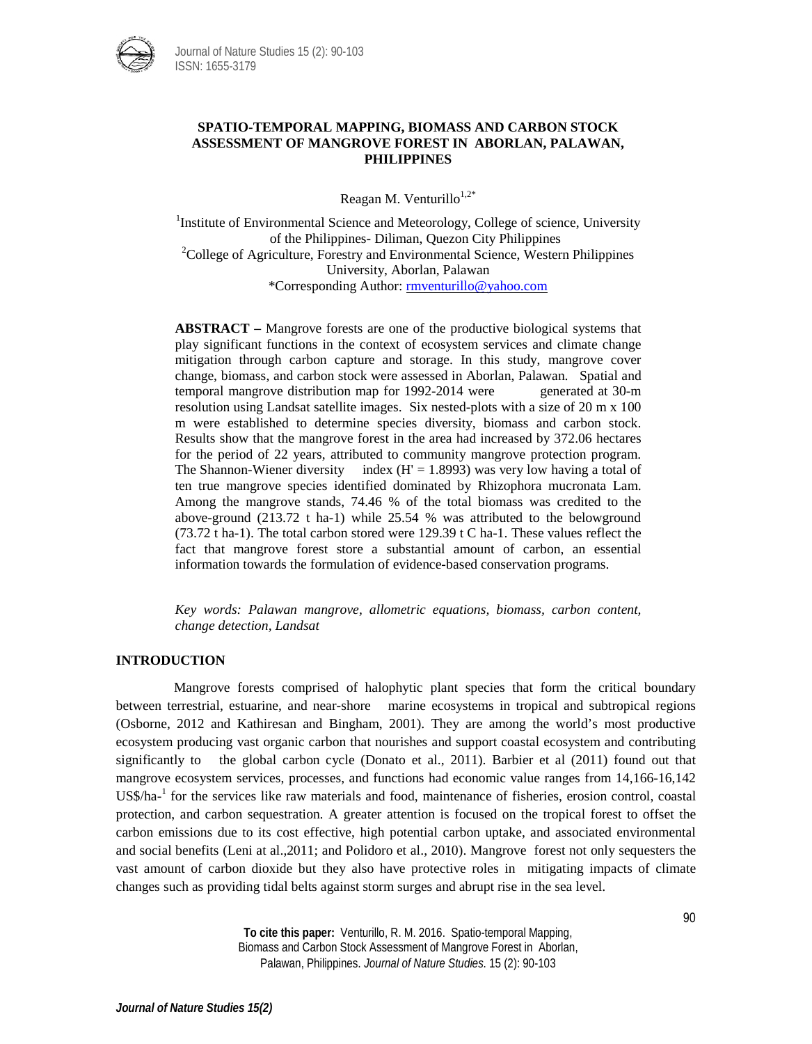# SPATIO-TEMPORAL MAPPING, BIOMASS AND CARBON STOCK ASSESSMENT OF MANGROVE FOREST IN ABORLAN, PALAWAN, PHILIPPINES

Reagan M. Venturillo[1,2*]

[1]Institute of Environmental Science and Meteorology, College of science, University of the Philippines- Diliman, Quezon City Philippines
[2]College of Agriculture, Forestry and Environmental Science, Western Philippines University, Aborlan, Palawan
*Corresponding Author: rmventurillo@yahoo.com

**ABSTRACT –** Mangrove forests are one of the productive biological systems that play significant functions in the context of ecosystem services and climate change mitigation through carbon capture and storage. In this study, mangrove cover change, biomass, and carbon stock were assessed in Aborlan, Palawan. Spatial and temporal mangrove distribution map for 1992-2014 were generated at 30-m resolution using Landsat satellite images. Six nested-plots with a size of 20 m x 100 m were established to determine species diversity, biomass and carbon stock. Results show that the mangrove forest in the area had increased by 372.06 hectares for the period of 22 years, attributed to community mangrove protection program. The Shannon-Wiener diversity index (H' = 1.8993) was very low having a total of ten true mangrove species identified dominated by Rhizophora mucronata Lam. Among the mangrove stands, 74.46 % of the total biomass was credited to the above-ground (213.72 t ha-1) while 25.54 % was attributed to the belowground (73.72 t ha-1). The total carbon stored were 129.39 t C ha-1. These values reflect the fact that mangrove forest store a substantial amount of carbon, an essential information towards the formulation of evidence-based conservation programs.

*Key words: Palawan mangrove, allometric equations, biomass, carbon content, change detection, Landsat*

## INTRODUCTION

Mangrove forests comprised of halophytic plant species that form the critical boundary between terrestrial, estuarine, and near-shore marine ecosystems in tropical and subtropical regions (Osborne, 2012 and Kathiresan and Bingham, 2001). They are among the world's most productive ecosystem producing vast organic carbon that nourishes and support coastal ecosystem and contributing significantly to the global carbon cycle (Donato et al., 2011). Barbier et al (2011) found out that mangrove ecosystem services, processes, and functions had economic value ranges from 14,166-16,142 US$/ha-[1] for the services like raw materials and food, maintenance of fisheries, erosion control, coastal protection, and carbon sequestration. A greater attention is focused on the tropical forest to offset the carbon emissions due to its cost effective, high potential carbon uptake, and associated environmental and social benefits (Leni at al.,2011; and Polidoro et al., 2010). Mangrove forest not only sequesters the vast amount of carbon dioxide but they also have protective roles in mitigating impacts of climate changes such as providing tidal belts against storm surges and abrupt rise in the sea level.

**To cite this paper:** Venturillo, R. M. 2016. Spatio-temporal Mapping, Biomass and Carbon Stock Assessment of Mangrove Forest in Aborlan, Palawan, Philippines. *Journal of Nature Studies*. 15 (2): 90-103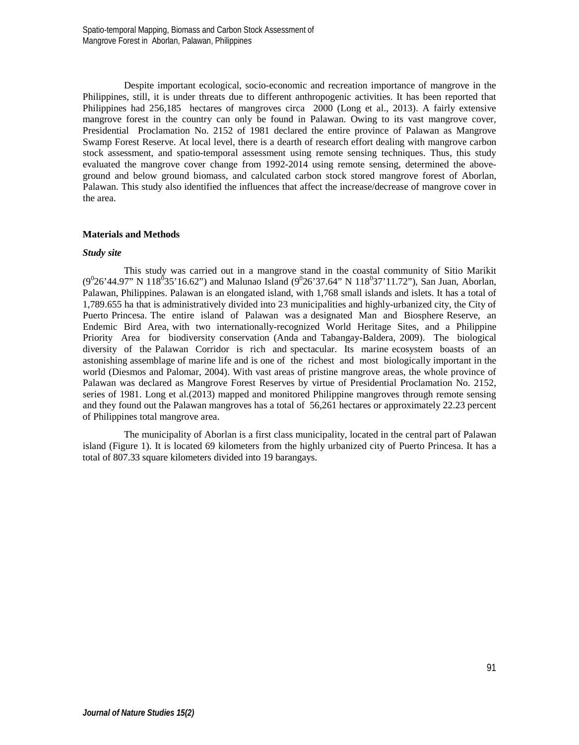Despite important ecological, socio-economic and recreation importance of mangrove in the Philippines, still, it is under threats due to different anthropogenic activities. It has been reported that Philippines had 256,185 hectares of mangroves circa 2000 (Long et al., 2013). A fairly extensive mangrove forest in the country can only be found in Palawan. Owing to its vast mangrove cover, Presidential Proclamation No. 2152 of 1981 declared the entire province of Palawan as Mangrove Swamp Forest Reserve. At local level, there is a dearth of research effort dealing with mangrove carbon stock assessment, and spatio-temporal assessment using remote sensing techniques. Thus, this study evaluated the mangrove cover change from 1992-2014 using remote sensing, determined the above-ground and below ground biomass, and calculated carbon stock stored mangrove forest of Aborlan, Palawan. This study also identified the influences that affect the increase/decrease of mangrove cover in the area.

## Materials and Methods

### *Study site*

This study was carried out in a mangrove stand in the coastal community of Sitio Marikit ($9^0$26'44.97" N $118^0$35'16.62") and Malunao Island ($9^0$26'37.64" N $118^0$37'11.72"), San Juan, Aborlan, Palawan, Philippines. Palawan is an elongated island, with 1,768 small islands and islets. It has a total of 1,789.655 ha that is administratively divided into 23 municipalities and highly-urbanized city, the City of Puerto Princesa. The entire island of Palawan was a designated Man and Biosphere Reserve, an Endemic Bird Area, with two internationally-recognized World Heritage Sites, and a Philippine Priority Area for biodiversity conservation (Anda and Tabangay-Baldera, 2009). The biological diversity of the Palawan Corridor is rich and spectacular. Its marine ecosystem boasts of an astonishing assemblage of marine life and is one of the richest and most biologically important in the world (Diesmos and Palomar, 2004). With vast areas of pristine mangrove areas, the whole province of Palawan was declared as Mangrove Forest Reserves by virtue of Presidential Proclamation No. 2152, series of 1981. Long et al.(2013) mapped and monitored Philippine mangroves through remote sensing and they found out the Palawan mangroves has a total of 56,261 hectares or approximately 22.23 percent of Philippines total mangrove area.

The municipality of Aborlan is a first class municipality, located in the central part of Palawan island (Figure 1). It is located 69 kilometers from the highly urbanized city of Puerto Princesa. It has a total of 807.33 square kilometers divided into 19 barangays.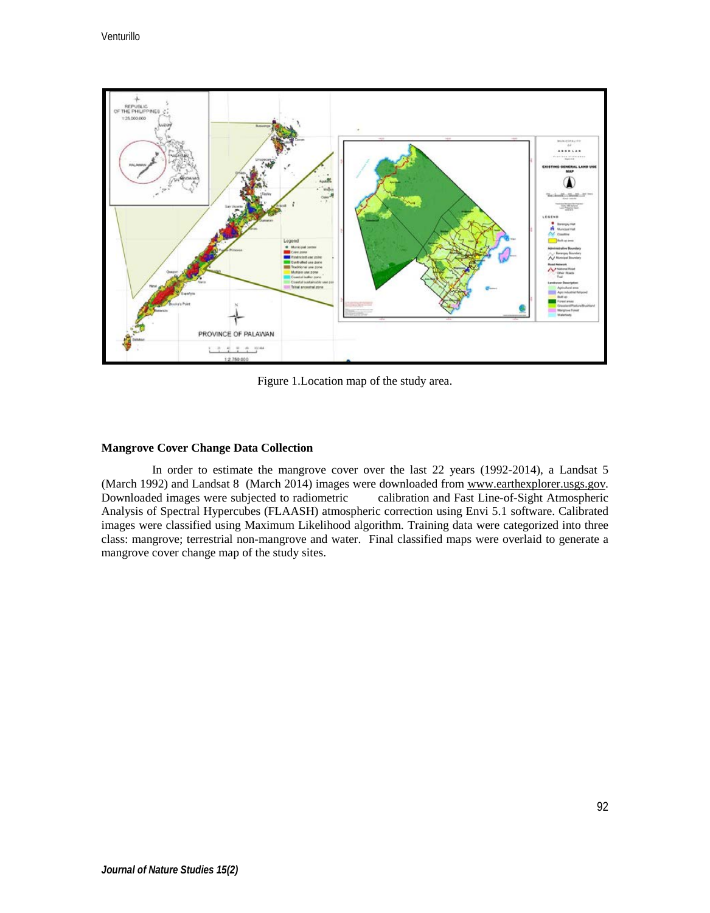Figure 1.Location map of the study area.

### Mangrove Cover Change Data Collection

In order to estimate the mangrove cover over the last 22 years (1992-2014), a Landsat 5 (March 1992) and Landsat 8 (March 2014) images were downloaded from www.earthexplorer.usgs.gov. Downloaded images were subjected to radiometric calibration and Fast Line-of-Sight Atmospheric Analysis of Spectral Hypercubes (FLAASH) atmospheric correction using Envi 5.1 software. Calibrated images were classified using Maximum Likelihood algorithm. Training data were categorized into three class: mangrove; terrestrial non-mangrove and water. Final classified maps were overlaid to generate a mangrove cover change map of the study sites.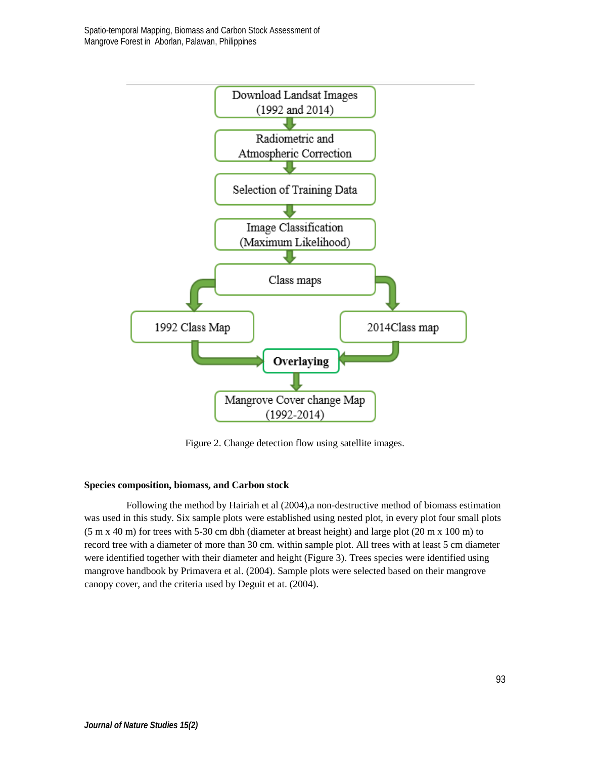Download Landsat Images (1992 and 2014)

Radiometric and Atmospheric Correction

Selection of Training Data

Image Classification (Maximum Likelihood)

Class maps

1992 Class Map

2014Class map

**Overlaying**

Mangrove Cover change Map (1992-2014)

Figure 2. Change detection flow using satellite images.

**Species composition, biomass, and Carbon stock**

Following the method by Hairiah et al (2004),a non-destructive method of biomass estimation was used in this study. Six sample plots were established using nested plot, in every plot four small plots (5 m x 40 m) for trees with 5-30 cm dbh (diameter at breast height) and large plot (20 m x 100 m) to record tree with a diameter of more than 30 cm. within sample plot. All trees with at least 5 cm diameter were identified together with their diameter and height (Figure 3). Trees species were identified using mangrove handbook by Primavera et al. (2004). Sample plots were selected based on their mangrove canopy cover, and the criteria used by Deguit et at. (2004).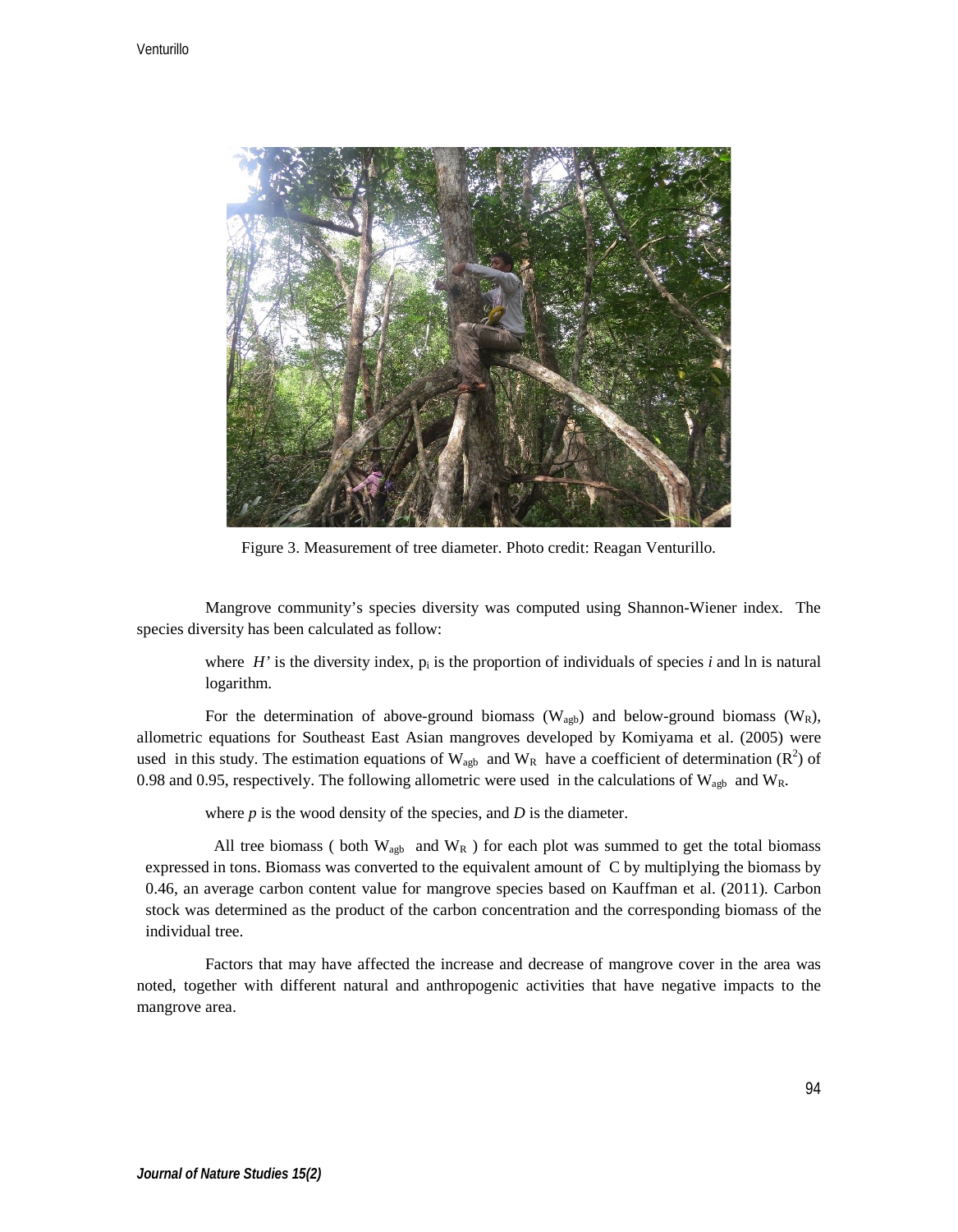Figure 3. Measurement of tree diameter. Photo credit: Reagan Venturillo.

Mangrove community's species diversity was computed using Shannon-Wiener index. The species diversity has been calculated as follow:

where $H'$ is the diversity index, $p_i$ is the proportion of individuals of species *i* and ln is natural logarithm.

For the determination of above-ground biomass ($W_{agb}$) and below-ground biomass ($W_R$), allometric equations for Southeast East Asian mangroves developed by Komiyama et al. (2005) were used in this study. The estimation equations of $W_{agb}$ and $W_R$ have a coefficient of determination ($R^2$) of 0.98 and 0.95, respectively. The following allometric were used in the calculations of $W_{agb}$ and $W_R$.

where *p* is the wood density of the species, and *D* is the diameter.

All tree biomass ( both $W_{agb}$ and $W_R$ ) for each plot was summed to get the total biomass expressed in tons. Biomass was converted to the equivalent amount of C by multiplying the biomass by 0.46, an average carbon content value for mangrove species based on Kauffman et al. (2011). Carbon stock was determined as the product of the carbon concentration and the corresponding biomass of the individual tree.

Factors that may have affected the increase and decrease of mangrove cover in the area was noted, together with different natural and anthropogenic activities that have negative impacts to the mangrove area.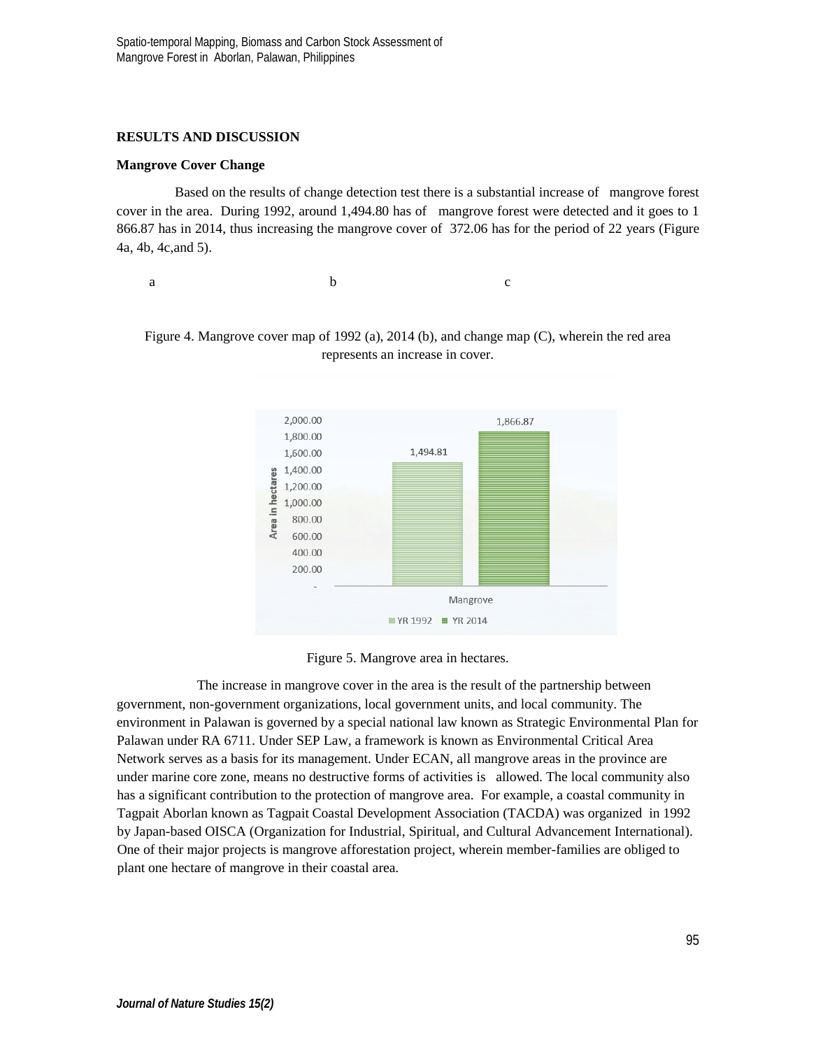## RESULTS AND DISCUSSION

### Mangrove Cover Change

Based on the results of change detection test there is a substantial increase of mangrove forest cover in the area. During 1992, around 1,494.80 has of mangrove forest were detected and it goes to 1 866.87 has in 2014, thus increasing the mangrove cover of 372.06 has for the period of 22 years (Figure 4a, 4b, 4c,and 5).

a b c

Figure 4. Mangrove cover map of 1992 (a), 2014 (b), and change map (C), wherein the red area represents an increase in cover.

Figure 5. Mangrove area in hectares.

The increase in mangrove cover in the area is the result of the partnership between government, non-government organizations, local government units, and local community. The environment in Palawan is governed by a special national law known as Strategic Environmental Plan for Palawan under RA 6711. Under SEP Law, a framework is known as Environmental Critical Area Network serves as a basis for its management. Under ECAN, all mangrove areas in the province are under marine core zone, means no destructive forms of activities is allowed. The local community also has a significant contribution to the protection of mangrove area. For example, a coastal community in Tagpait Aborlan known as Tagpait Coastal Development Association (TACDA) was organized in 1992 by Japan-based OISCA (Organization for Industrial, Spiritual, and Cultural Advancement International). One of their major projects is mangrove afforestation project, wherein member-families are obliged to plant one hectare of mangrove in their coastal area.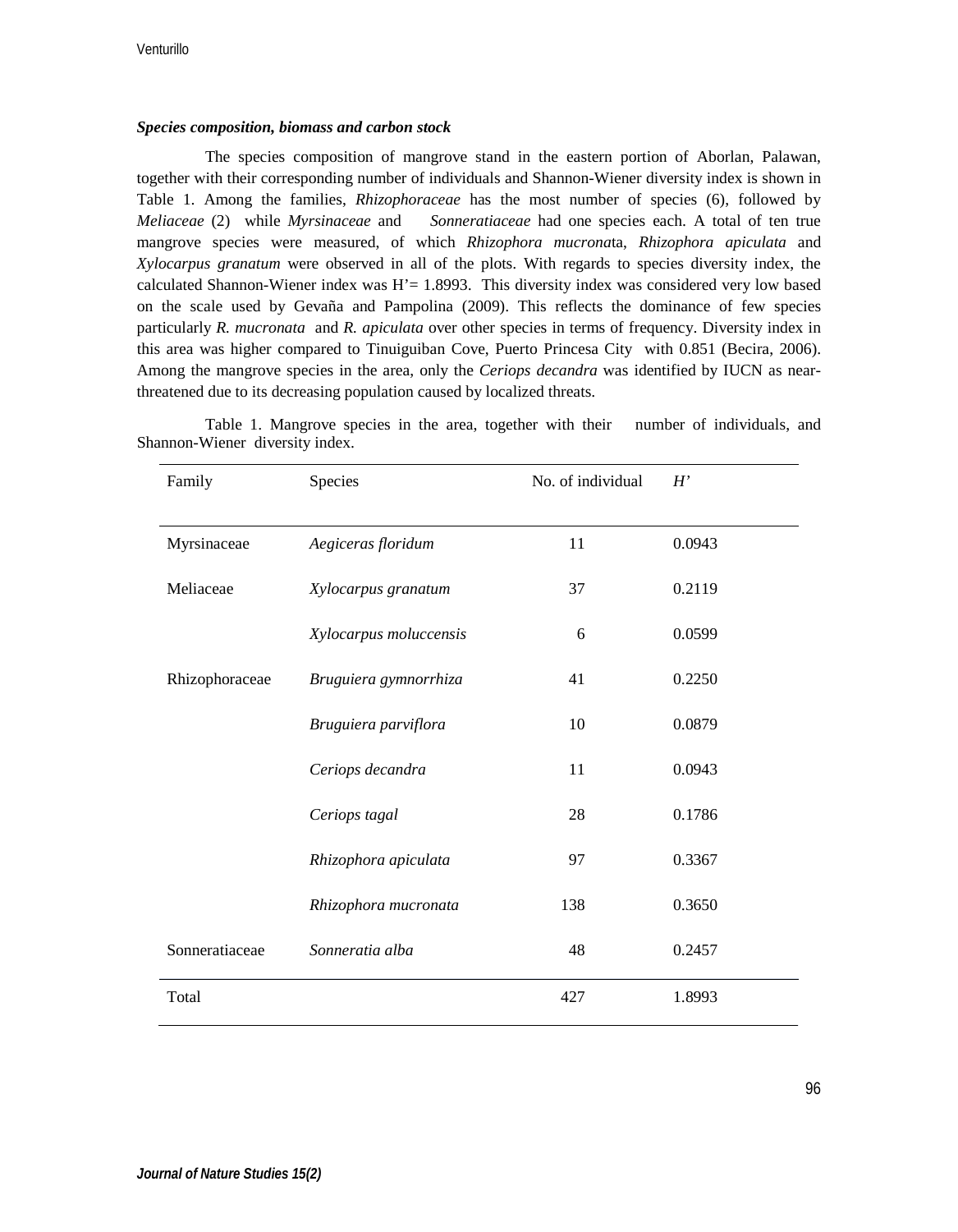### *Species composition, biomass and carbon stock*

The species composition of mangrove stand in the eastern portion of Aborlan, Palawan, together with their corresponding number of individuals and Shannon-Wiener diversity index is shown in Table 1. Among the families, *Rhizophoraceae* has the most number of species (6), followed by *Meliaceae* (2) while *Myrsinaceae* and *Sonneratiaceae* had one species each. A total of ten true mangrove species were measured, of which *Rhizophora mucronat*a, *Rhizophora apiculata* and *Xylocarpus granatum* were observed in all of the plots. With regards to species diversity index, the calculated Shannon-Wiener index was H'= 1.8993. This diversity index was considered very low based on the scale used by Gevaña and Pampolina (2009). This reflects the dominance of few species particularly *R. mucronata* and *R. apiculata* over other species in terms of frequency. Diversity index in this area was higher compared to Tinuiguiban Cove, Puerto Princesa City with 0.851 (Becira, 2006). Among the mangrove species in the area, only the *Ceriops decandra* was identified by IUCN as near-threatened due to its decreasing population caused by localized threats.

Table 1. Mangrove species in the area, together with their number of individuals, and Shannon-Wiener diversity index.

| Family | Species | No. of individual | *H'* |
|---|---|---|---|
| Myrsinaceae | *Aegiceras floridum* | 11 | 0.0943 |
| Meliaceae | *Xylocarpus granatum* | 37 | 0.2119 |
| | *Xylocarpus moluccensis* | 6 | 0.0599 |
| Rhizophoraceae | *Bruguiera gymnorrhiza* | 41 | 0.2250 |
| | *Bruguiera parviflora* | 10 | 0.0879 |
| | *Ceriops decandra* | 11 | 0.0943 |
| | *Ceriops tagal* | 28 | 0.1786 |
| | *Rhizophora apiculata* | 97 | 0.3367 |
| | *Rhizophora mucronata* | 138 | 0.3650 |
| Sonneratiaceae | *Sonneratia alba* | 48 | 0.2457 |
| Total | | 427 | 1.8993 |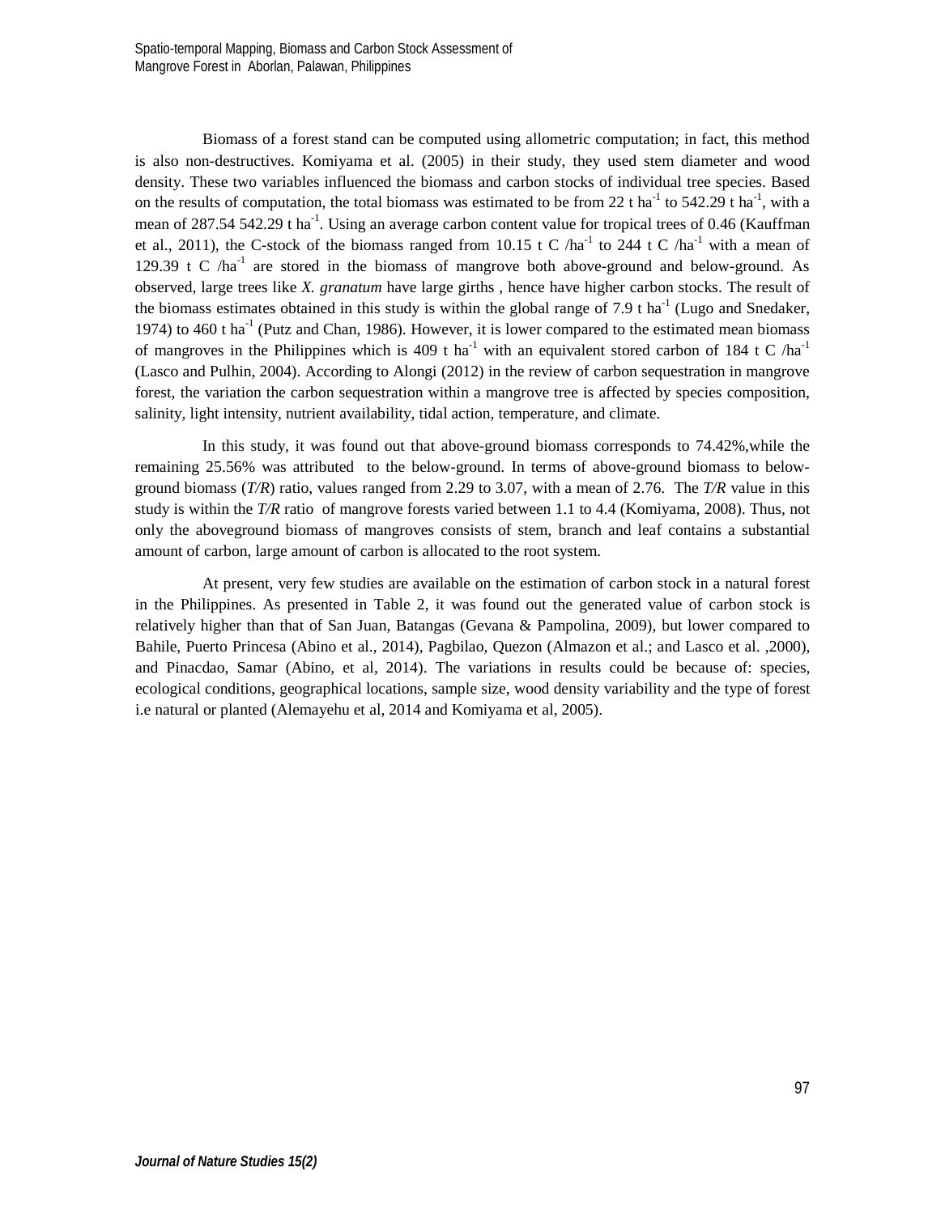Biomass of a forest stand can be computed using allometric computation; in fact, this method is also non-destructives. Komiyama et al. (2005) in their study, they used stem diameter and wood density. These two variables influenced the biomass and carbon stocks of individual tree species. Based on the results of computation, the total biomass was estimated to be from 22 t ha$^{-1}$ to 542.29 t ha$^{-1}$, with a mean of 287.54 542.29 t ha$^{-1}$. Using an average carbon content value for tropical trees of 0.46 (Kauffman et al., 2011), the C-stock of the biomass ranged from 10.15 t C /ha$^{-1}$ to 244 t C /ha$^{-1}$ with a mean of 129.39 t C /ha$^{-1}$ are stored in the biomass of mangrove both above-ground and below-ground. As observed, large trees like *X. granatum* have large girths , hence have higher carbon stocks. The result of the biomass estimates obtained in this study is within the global range of 7.9 t ha$^{-1}$ (Lugo and Snedaker, 1974) to 460 t ha$^{-1}$ (Putz and Chan, 1986). However, it is lower compared to the estimated mean biomass of mangroves in the Philippines which is 409 t ha$^{-1}$ with an equivalent stored carbon of 184 t C /ha$^{-1}$ (Lasco and Pulhin, 2004). According to Alongi (2012) in the review of carbon sequestration in mangrove forest, the variation the carbon sequestration within a mangrove tree is affected by species composition, salinity, light intensity, nutrient availability, tidal action, temperature, and climate.

In this study, it was found out that above-ground biomass corresponds to 74.42%,while the remaining 25.56% was attributed to the below-ground. In terms of above-ground biomass to below-ground biomass (*T/R*) ratio, values ranged from 2.29 to 3.07, with a mean of 2.76. The *T/R* value in this study is within the *T/R* ratio of mangrove forests varied between 1.1 to 4.4 (Komiyama, 2008). Thus, not only the aboveground biomass of mangroves consists of stem, branch and leaf contains a substantial amount of carbon, large amount of carbon is allocated to the root system.

At present, very few studies are available on the estimation of carbon stock in a natural forest in the Philippines. As presented in Table 2, it was found out the generated value of carbon stock is relatively higher than that of San Juan, Batangas (Gevana & Pampolina, 2009), but lower compared to Bahile, Puerto Princesa (Abino et al., 2014), Pagbilao, Quezon (Almazon et al.; and Lasco et al. ,2000), and Pinacdao, Samar (Abino, et al, 2014). The variations in results could be because of: species, ecological conditions, geographical locations, sample size, wood density variability and the type of forest i.e natural or planted (Alemayehu et al, 2014 and Komiyama et al, 2005).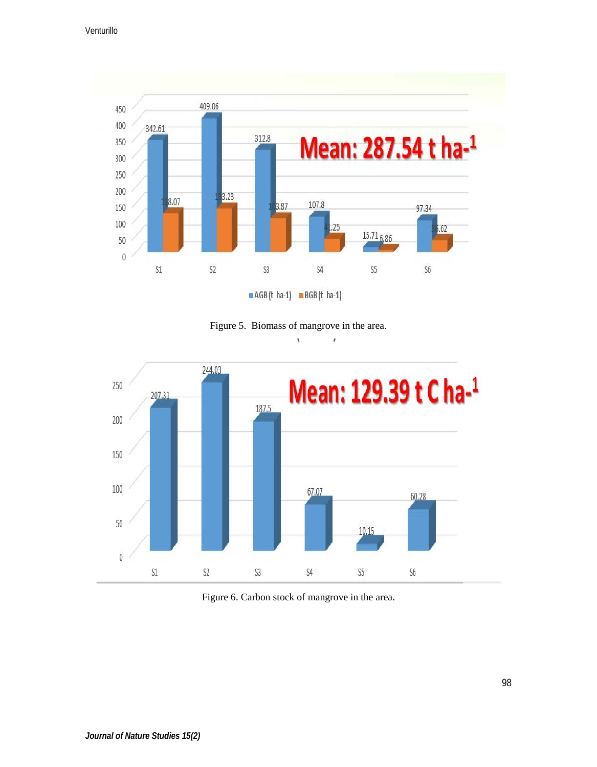Figure 5. Biomass of mangrove in the area.

Figure 6. Carbon stock of mangrove in the area.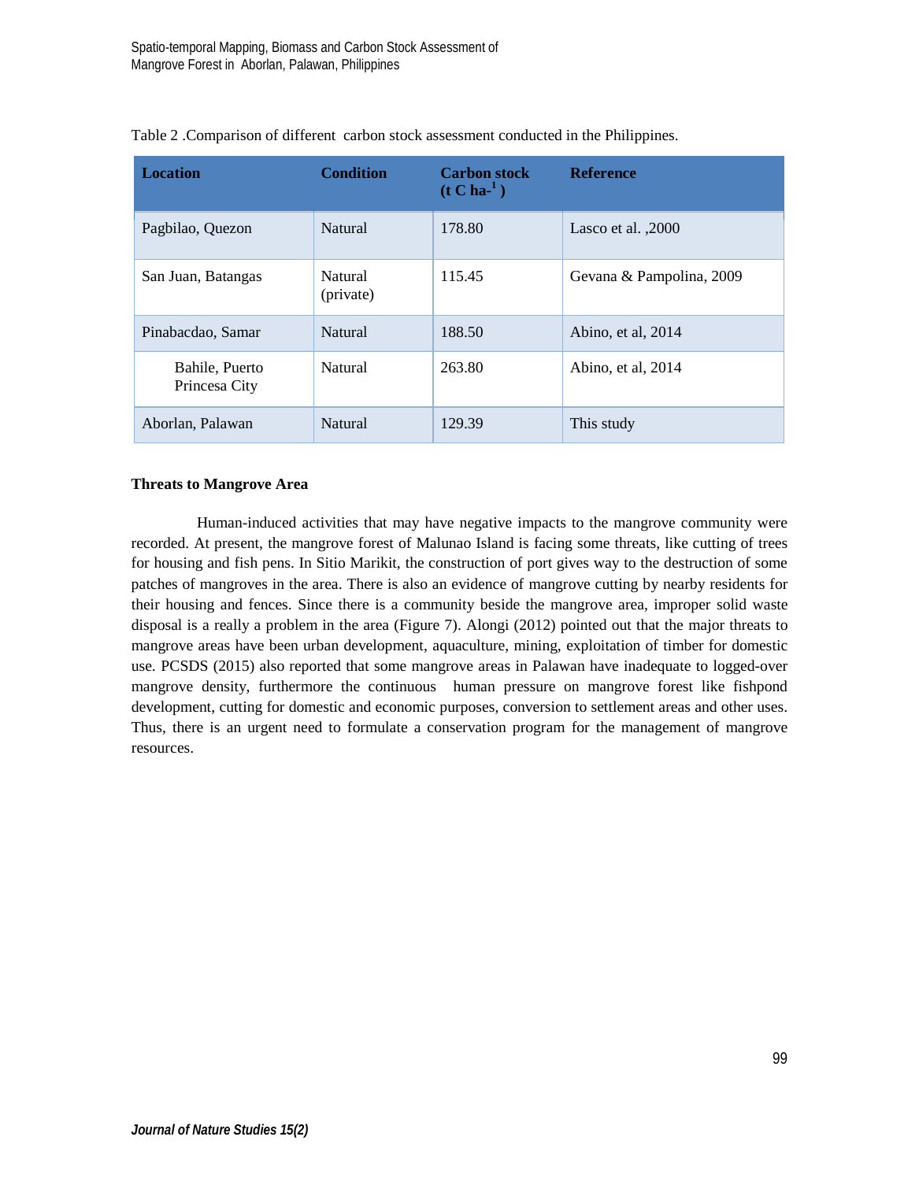Table 2 .Comparison of different carbon stock assessment conducted in the Philippines.

| Location | Condition | Carbon stock ($t\ C\ ha^{-1}$) | Reference |
|---|---|---|---|
| Pagbilao, Quezon | Natural | 178.80 | Lasco et al. ,2000 |
| San Juan, Batangas | Natural (private) | 115.45 | Gevana & Pampolina, 2009 |
| Pinabacdao, Samar | Natural | 188.50 | Abino, et al, 2014 |
| Bahile, Puerto Princesa City | Natural | 263.80 | Abino, et al, 2014 |
| Aborlan, Palawan | Natural | 129.39 | This study |

**Threats to Mangrove Area**

Human-induced activities that may have negative impacts to the mangrove community were recorded. At present, the mangrove forest of Malunao Island is facing some threats, like cutting of trees for housing and fish pens. In Sitio Marikit, the construction of port gives way to the destruction of some patches of mangroves in the area. There is also an evidence of mangrove cutting by nearby residents for their housing and fences. Since there is a community beside the mangrove area, improper solid waste disposal is a really a problem in the area (Figure 7). Alongi (2012) pointed out that the major threats to mangrove areas have been urban development, aquaculture, mining, exploitation of timber for domestic use. PCSDS (2015) also reported that some mangrove areas in Palawan have inadequate to logged-over mangrove density, furthermore the continuous human pressure on mangrove forest like fishpond development, cutting for domestic and economic purposes, conversion to settlement areas and other uses. Thus, there is an urgent need to formulate a conservation program for the management of mangrove resources.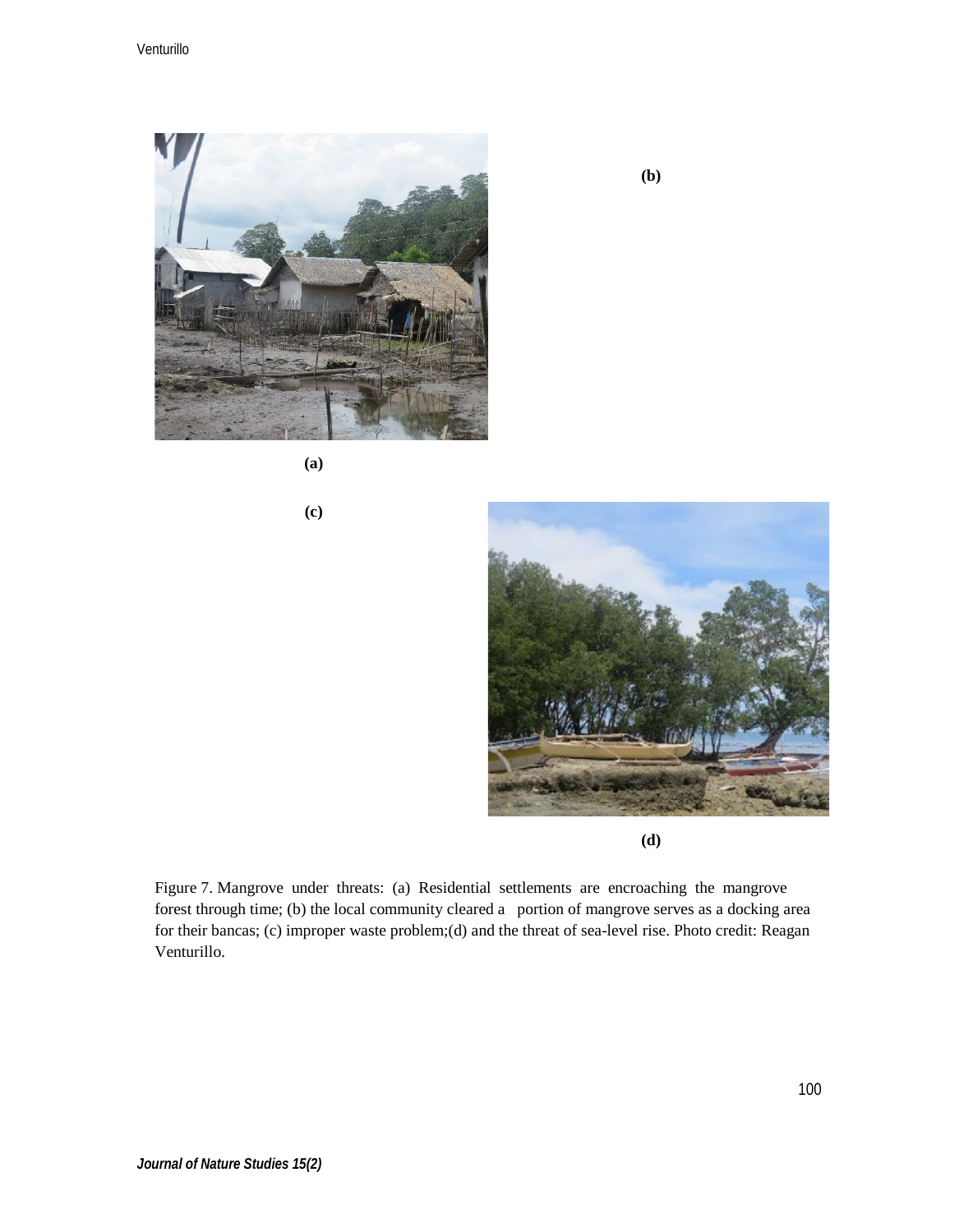(a)

(b)

(c)

(d)

Figure 7. Mangrove under threats: (a) Residential settlements are encroaching the mangrove forest through time; (b) the local community cleared a portion of mangrove serves as a docking area for their bancas; (c) improper waste problem;(d) and the threat of sea-level rise. Photo credit: Reagan Venturillo.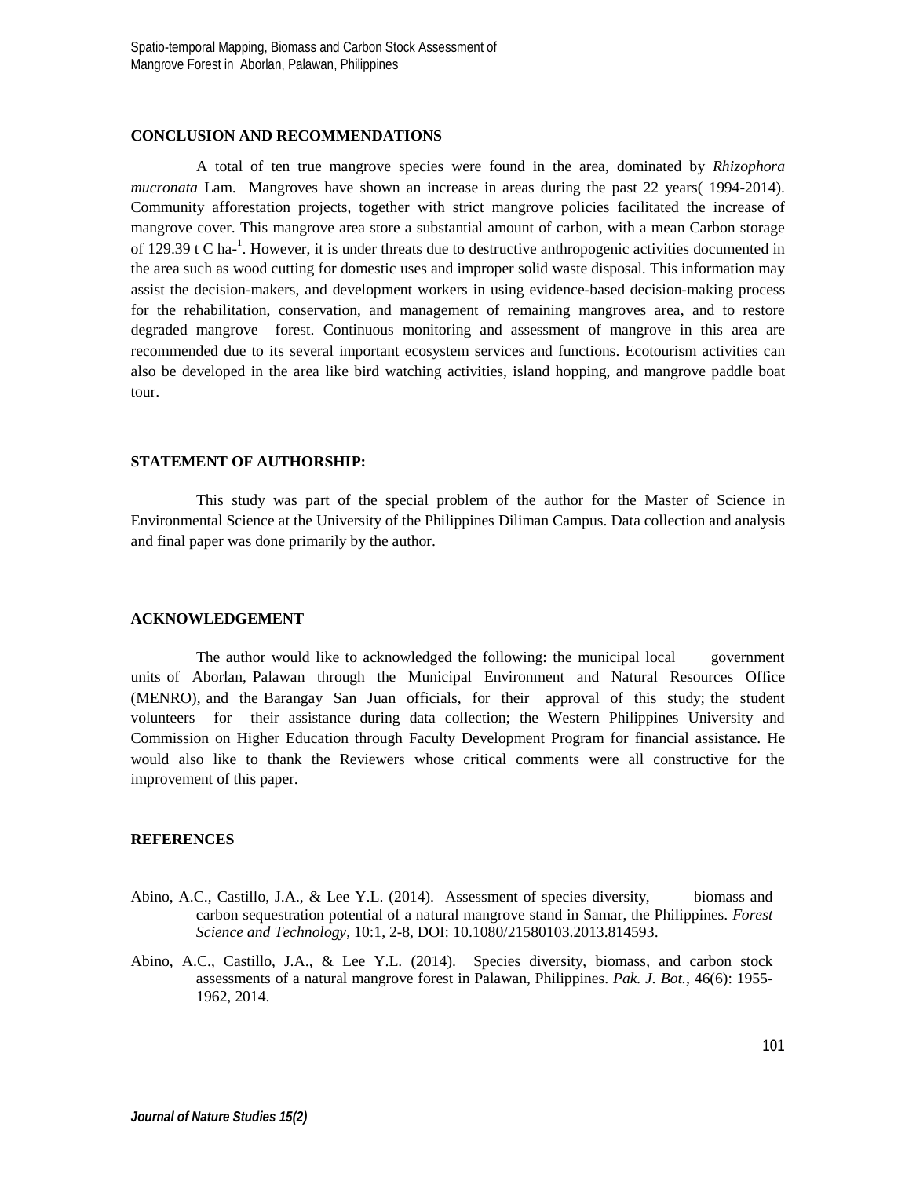## CONCLUSION AND RECOMMENDATIONS

A total of ten true mangrove species were found in the area, dominated by *Rhizophora mucronata* Lam. Mangroves have shown an increase in areas during the past 22 years( 1994-2014). Community afforestation projects, together with strict mangrove policies facilitated the increase of mangrove cover. This mangrove area store a substantial amount of carbon, with a mean Carbon storage of 129.39 t C ha-$^{1}$. However, it is under threats due to destructive anthropogenic activities documented in the area such as wood cutting for domestic uses and improper solid waste disposal. This information may assist the decision-makers, and development workers in using evidence-based decision-making process for the rehabilitation, conservation, and management of remaining mangroves area, and to restore degraded mangrove forest. Continuous monitoring and assessment of mangrove in this area are recommended due to its several important ecosystem services and functions. Ecotourism activities can also be developed in the area like bird watching activities, island hopping, and mangrove paddle boat tour.

## STATEMENT OF AUTHORSHIP:

This study was part of the special problem of the author for the Master of Science in Environmental Science at the University of the Philippines Diliman Campus. Data collection and analysis and final paper was done primarily by the author.

## ACKNOWLEDGEMENT

The author would like to acknowledged the following: the municipal local government units of Aborlan, Palawan through the Municipal Environment and Natural Resources Office (MENRO), and the Barangay San Juan officials, for their approval of this study; the student volunteers for their assistance during data collection; the Western Philippines University and Commission on Higher Education through Faculty Development Program for financial assistance. He would also like to thank the Reviewers whose critical comments were all constructive for the improvement of this paper.

## REFERENCES

Abino, A.C., Castillo, J.A., & Lee Y.L. (2014). Assessment of species diversity, biomass and carbon sequestration potential of a natural mangrove stand in Samar, the Philippines. *Forest Science and Technology*, 10:1, 2-8, DOI: 10.1080/21580103.2013.814593.

Abino, A.C., Castillo, J.A., & Lee Y.L. (2014). Species diversity, biomass, and carbon stock assessments of a natural mangrove forest in Palawan, Philippines. *Pak. J. Bot.*, 46(6): 1955-1962, 2014.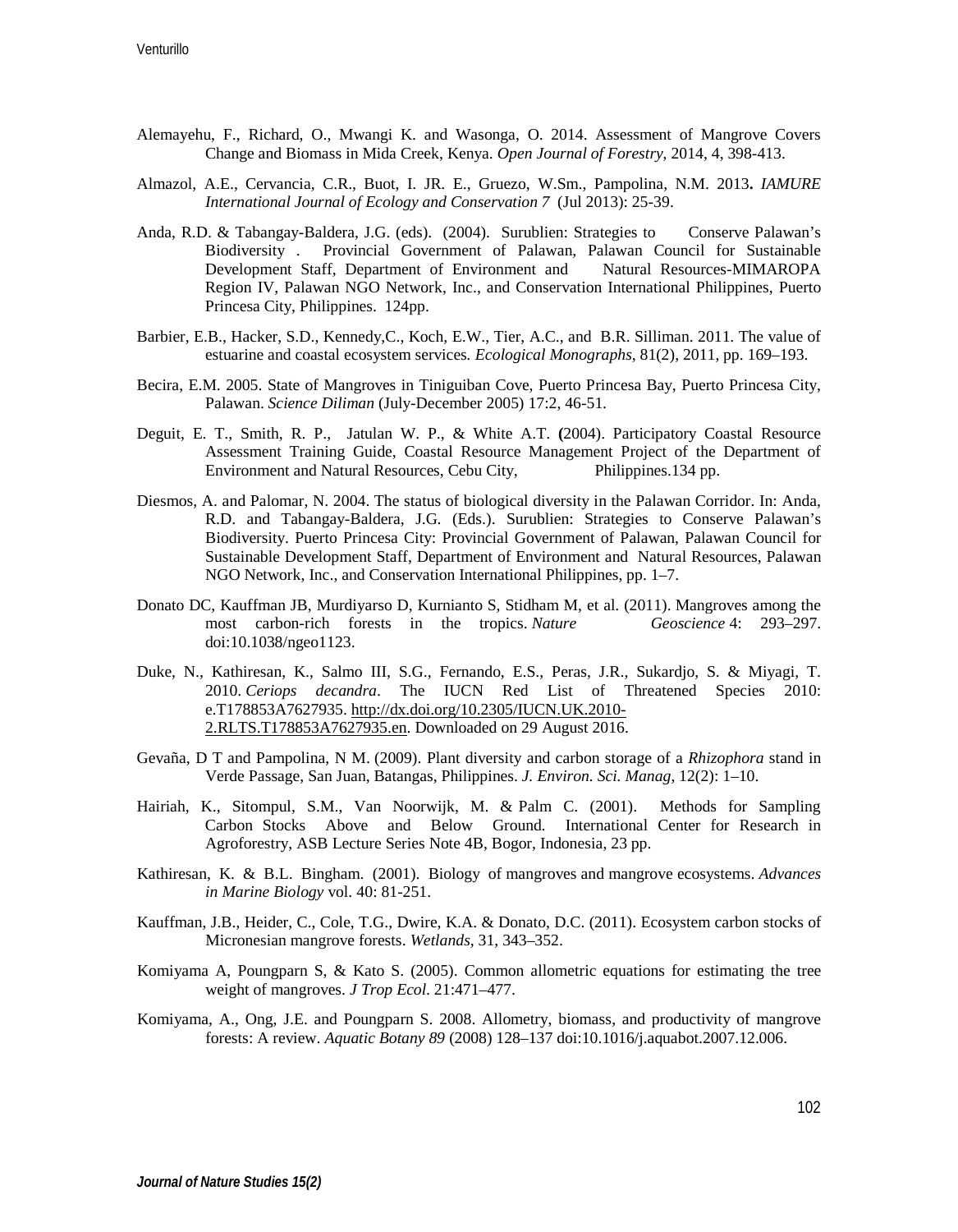Alemayehu, F., Richard, O., Mwangi K. and Wasonga, O. 2014. Assessment of Mangrove Covers Change and Biomass in Mida Creek, Kenya. *Open Journal of Forestry*, 2014, 4, 398-413.

Almazol, A.E., Cervancia, C.R., Buot, I. JR. E., Gruezo, W.Sm., Pampolina, N.M. 2013**.** *IAMURE International Journal of Ecology and Conservation 7* (Jul 2013): 25-39.

Anda, R.D. & Tabangay-Baldera, J.G. (eds). (2004). Surublien: Strategies to Conserve Palawan's Biodiversity . Provincial Government of Palawan, Palawan Council for Sustainable Development Staff, Department of Environment and Natural Resources-MIMAROPA Region IV, Palawan NGO Network, Inc., and Conservation International Philippines, Puerto Princesa City, Philippines. 124pp.

Barbier, E.B., Hacker, S.D., Kennedy,C., Koch, E.W., Tier, A.C., and B.R. Silliman. 2011. The value of estuarine and coastal ecosystem services*. Ecological Monographs*, 81(2), 2011, pp. 169–193.

Becira, E.M. 2005. State of Mangroves in Tiniguiban Cove, Puerto Princesa Bay, Puerto Princesa City, Palawan. *Science Diliman* (July-December 2005) 17:2, 46-51.

Deguit, E. T., Smith, R. P., Jatulan W. P., & White A.T. **(**2004). Participatory Coastal Resource Assessment Training Guide, Coastal Resource Management Project of the Department of Environment and Natural Resources, Cebu City, Philippines.134 pp.

Diesmos, A. and Palomar, N. 2004. The status of biological diversity in the Palawan Corridor. In: Anda, R.D. and Tabangay-Baldera, J.G. (Eds.). Surublien: Strategies to Conserve Palawan's Biodiversity. Puerto Princesa City: Provincial Government of Palawan, Palawan Council for Sustainable Development Staff, Department of Environment and Natural Resources, Palawan NGO Network, Inc., and Conservation International Philippines, pp. 1–7.

Donato DC, Kauffman JB, Murdiyarso D, Kurnianto S, Stidham M, et al. (2011). Mangroves among the most carbon-rich forests in the tropics. *Nature Geoscience* 4: 293–297. doi:10.1038/ngeo1123.

Duke, N., Kathiresan, K., Salmo III, S.G., Fernando, E.S., Peras, J.R., Sukardjo, S. & Miyagi, T. 2010. *Ceriops decandra*. The IUCN Red List of Threatened Species 2010: e.T178853A7627935. http://dx.doi.org/10.2305/IUCN.UK.2010-2.RLTS.T178853A7627935.en. Downloaded on 29 August 2016.

Gevaña, D T and Pampolina, N M. (2009). Plant diversity and carbon storage of a *Rhizophora* stand in Verde Passage, San Juan, Batangas, Philippines. *J. Environ. Sci. Manag*, 12(2): 1–10.

Hairiah, K., Sitompul, S.M., Van Noorwijk, M. & Palm C. (2001). Methods for Sampling Carbon Stocks Above and Below Ground. International Center for Research in Agroforestry, ASB Lecture Series Note 4B, Bogor, Indonesia, 23 pp.

Kathiresan, K. & B.L. Bingham. (2001). Biology of mangroves and mangrove ecosystems. *Advances in Marine Biology* vol. 40: 81-251.

Kauffman, J.B., Heider, C., Cole, T.G., Dwire, K.A. & Donato, D.C. (2011). Ecosystem carbon stocks of Micronesian mangrove forests. *Wetlands*, 31, 343–352.

Komiyama A, Poungparn S, & Kato S. (2005). Common allometric equations for estimating the tree weight of mangroves. *J Trop Ecol*. 21:471–477.

Komiyama, A., Ong, J.E. and Poungparn S. 2008. Allometry, biomass, and productivity of mangrove forests: A review. *Aquatic Botany 89* (2008) 128–137 doi:10.1016/j.aquabot.2007.12.006.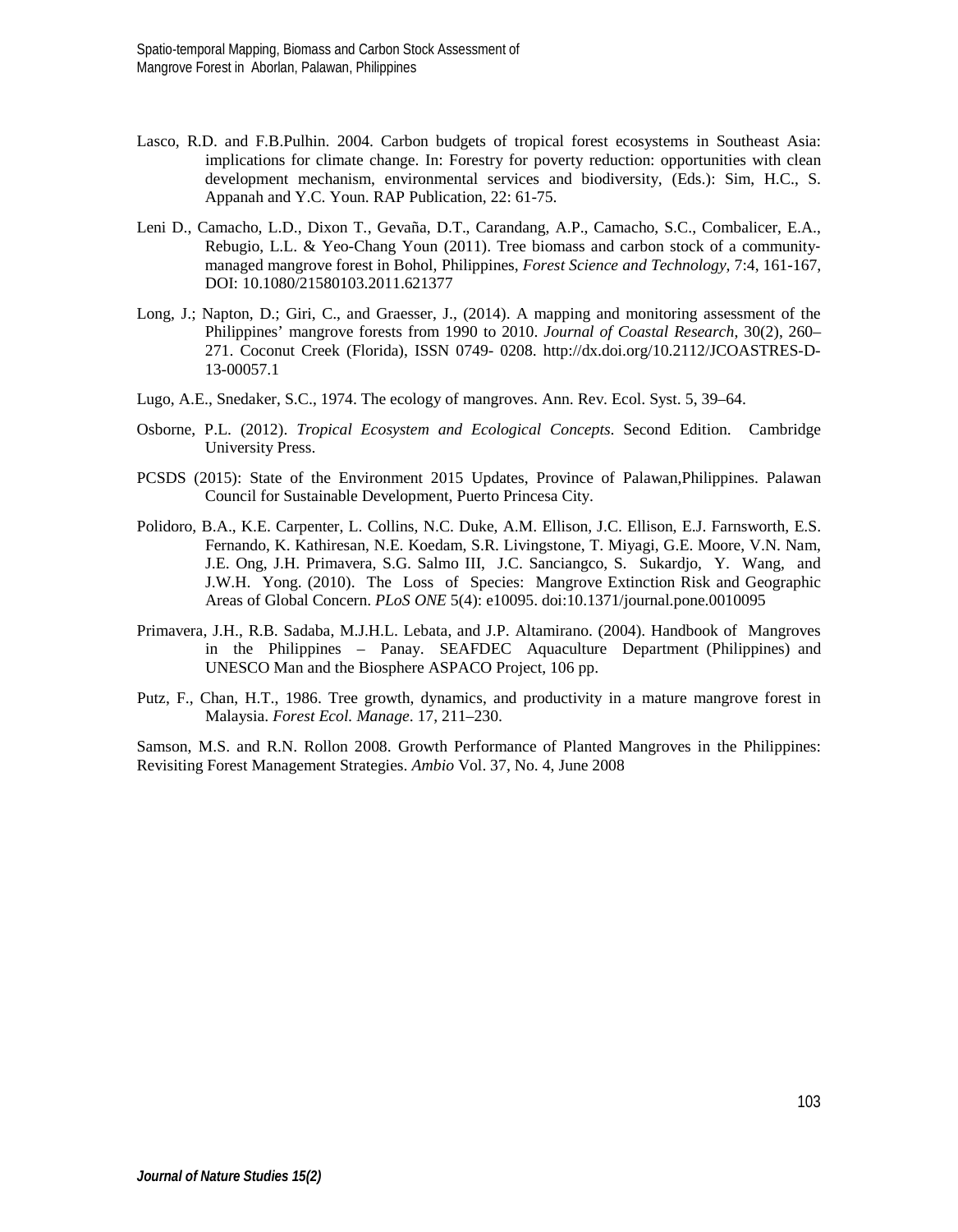Lasco, R.D. and F.B.Pulhin. 2004. Carbon budgets of tropical forest ecosystems in Southeast Asia: implications for climate change. In: Forestry for poverty reduction: opportunities with clean development mechanism, environmental services and biodiversity, (Eds.): Sim, H.C., S. Appanah and Y.C. Youn. RAP Publication, 22: 61-75.

Leni D., Camacho, L.D., Dixon T., Gevaña, D.T., Carandang, A.P., Camacho, S.C., Combalicer, E.A., Rebugio, L.L. & Yeo-Chang Youn (2011). Tree biomass and carbon stock of a community-managed mangrove forest in Bohol, Philippines, *Forest Science and Technology*, 7:4, 161-167, DOI: 10.1080/21580103.2011.621377

Long, J.; Napton, D.; Giri, C., and Graesser, J., (2014). A mapping and monitoring assessment of the Philippines' mangrove forests from 1990 to 2010. *Journal of Coastal Research*, 30(2), 260–271. Coconut Creek (Florida), ISSN 0749- 0208. http://dx.doi.org/10.2112/JCOASTRES-D-13-00057.1

Lugo, A.E., Snedaker, S.C., 1974. The ecology of mangroves. Ann. Rev. Ecol. Syst. 5, 39–64.

Osborne, P.L. (2012). *Tropical Ecosystem and Ecological Concepts*. Second Edition. Cambridge University Press.

PCSDS (2015): State of the Environment 2015 Updates, Province of Palawan,Philippines. Palawan Council for Sustainable Development, Puerto Princesa City.

Polidoro, B.A., K.E. Carpenter, L. Collins, N.C. Duke, A.M. Ellison, J.C. Ellison, E.J. Farnsworth, E.S. Fernando, K. Kathiresan, N.E. Koedam, S.R. Livingstone, T. Miyagi, G.E. Moore, V.N. Nam, J.E. Ong, J.H. Primavera, S.G. Salmo III, J.C. Sanciangco, S. Sukardjo, Y. Wang, and J.W.H. Yong. (2010). The Loss of Species: Mangrove Extinction Risk and Geographic Areas of Global Concern. *PLoS ONE* 5(4): e10095. doi:10.1371/journal.pone.0010095

Primavera, J.H., R.B. Sadaba, M.J.H.L. Lebata, and J.P. Altamirano. (2004). Handbook of Mangroves in the Philippines – Panay. SEAFDEC Aquaculture Department (Philippines) and UNESCO Man and the Biosphere ASPACO Project, 106 pp.

Putz, F., Chan, H.T., 1986. Tree growth, dynamics, and productivity in a mature mangrove forest in Malaysia. *Forest Ecol. Manage*. 17, 211–230.

Samson, M.S. and R.N. Rollon 2008. Growth Performance of Planted Mangroves in the Philippines: Revisiting Forest Management Strategies. *Ambio* Vol. 37, No. 4, June 2008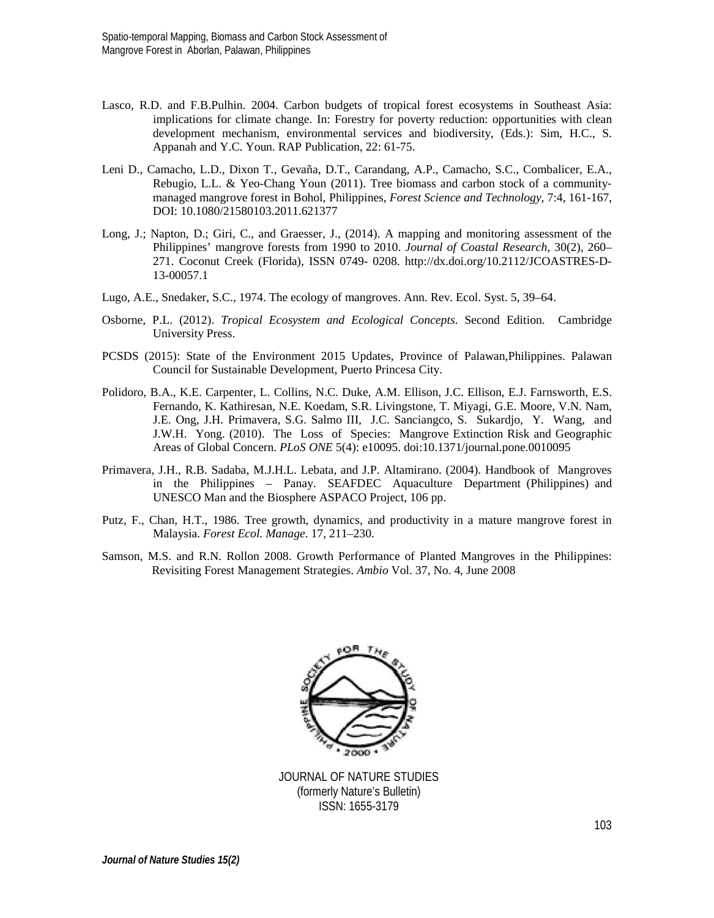Lasco, R.D. and F.B.Pulhin. 2004. Carbon budgets of tropical forest ecosystems in Southeast Asia: implications for climate change. In: Forestry for poverty reduction: opportunities with clean development mechanism, environmental services and biodiversity, (Eds.): Sim, H.C., S. Appanah and Y.C. Youn. RAP Publication, 22: 61-75.

Leni D., Camacho, L.D., Dixon T., Gevaña, D.T., Carandang, A.P., Camacho, S.C., Combalicer, E.A., Rebugio, L.L. & Yeo-Chang Youn (2011). Tree biomass and carbon stock of a community-managed mangrove forest in Bohol, Philippines, *Forest Science and Technology*, 7:4, 161-167, DOI: 10.1080/21580103.2011.621377

Long, J.; Napton, D.; Giri, C., and Graesser, J., (2014). A mapping and monitoring assessment of the Philippines' mangrove forests from 1990 to 2010. *Journal of Coastal Research*, 30(2), 260–271. Coconut Creek (Florida), ISSN 0749- 0208. http://dx.doi.org/10.2112/JCOASTRES-D-13-00057.1

Lugo, A.E., Snedaker, S.C., 1974. The ecology of mangroves. Ann. Rev. Ecol. Syst. 5, 39–64.

Osborne, P.L. (2012). *Tropical Ecosystem and Ecological Concepts*. Second Edition. Cambridge University Press.

PCSDS (2015): State of the Environment 2015 Updates, Province of Palawan,Philippines. Palawan Council for Sustainable Development, Puerto Princesa City.

Polidoro, B.A., K.E. Carpenter, L. Collins, N.C. Duke, A.M. Ellison, J.C. Ellison, E.J. Farnsworth, E.S. Fernando, K. Kathiresan, N.E. Koedam, S.R. Livingstone, T. Miyagi, G.E. Moore, V.N. Nam, J.E. Ong, J.H. Primavera, S.G. Salmo III, J.C. Sanciangco, S. Sukardjo, Y. Wang, and J.W.H. Yong. (2010). The Loss of Species: Mangrove Extinction Risk and Geographic Areas of Global Concern. *PLoS ONE* 5(4): e10095. doi:10.1371/journal.pone.0010095

Primavera, J.H., R.B. Sadaba, M.J.H.L. Lebata, and J.P. Altamirano. (2004). Handbook of Mangroves in the Philippines – Panay. SEAFDEC Aquaculture Department (Philippines) and UNESCO Man and the Biosphere ASPACO Project, 106 pp.

Putz, F., Chan, H.T., 1986. Tree growth, dynamics, and productivity in a mature mangrove forest in Malaysia. *Forest Ecol. Manage*. 17, 211–230.

Samson, M.S. and R.N. Rollon 2008. Growth Performance of Planted Mangroves in the Philippines: Revisiting Forest Management Strategies. *Ambio* Vol. 37, No. 4, June 2008

JOURNAL OF NATURE STUDIES
(formerly Nature's Bulletin)
ISSN: 1655-3179